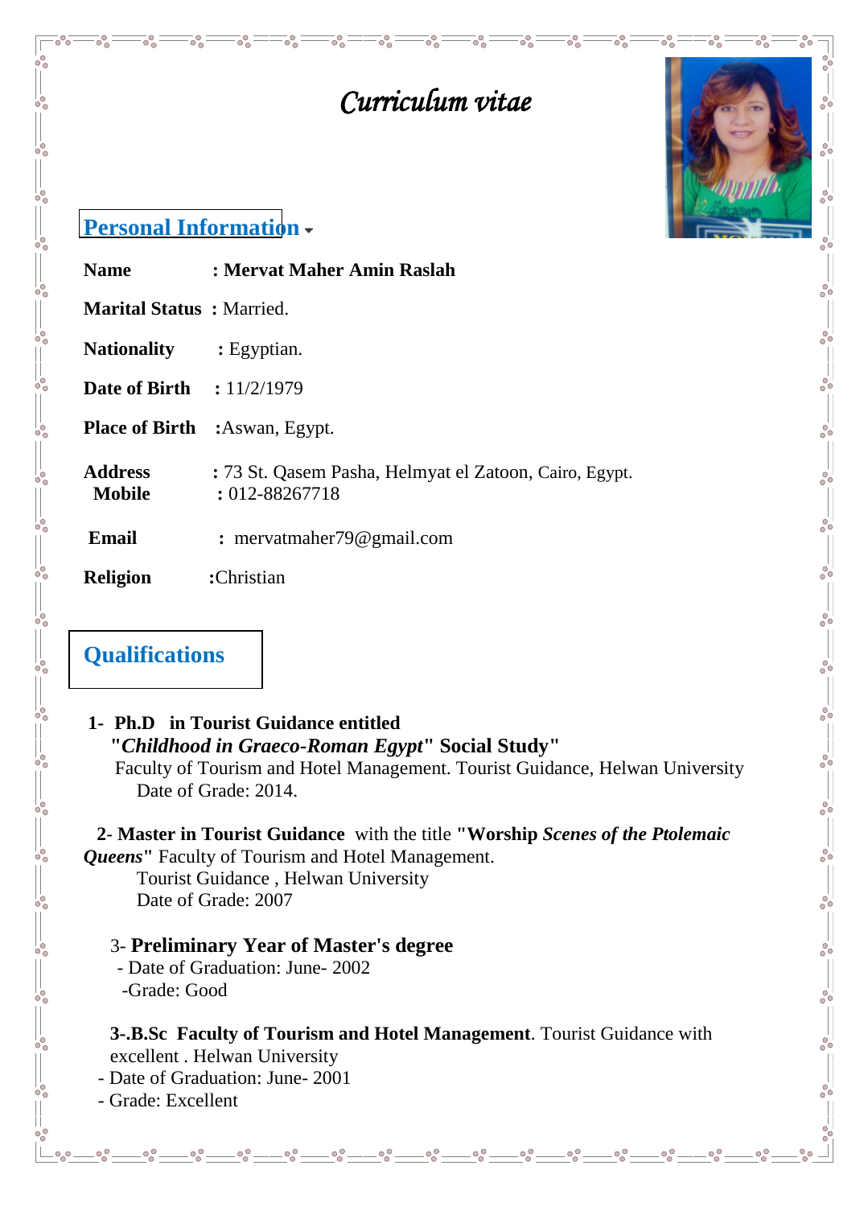# *Curriculum vitae*

## Personal Information

**Name** **: Mervat Maher Amin Raslah**

**Marital Status :** Married.

**Nationality :** Egyptian.

**Date of Birth :** 11/2/1979

**Place of Birth :**Aswan, Egypt.

**Address :** 73 St. Qasem Pasha, Helmyat el Zatoon, Cairo, Egypt.
**Mobile :** 012-88267718

**Email :** mervatmaher79@gmail.com

**Religion :**Christian

## Qualifications

**1- Ph.D in Tourist Guidance entitled**
**"*Childhood in Graeco-Roman Egypt*" Social Study"**
Faculty of Tourism and Hotel Management. Tourist Guidance, Helwan University
Date of Grade: 2014.

**2- Master in Tourist Guidance** with the title **"Worship *Scenes of the Ptolemaic Queens*"** Faculty of Tourism and Hotel Management.
Tourist Guidance , Helwan University
Date of Grade: 2007

3- **Preliminary Year of Master's degree**
- Date of Graduation: June- 2002
- Grade: Good

**3-.B.Sc Faculty of Tourism and Hotel Management**. Tourist Guidance with excellent . Helwan University
- Date of Graduation: June- 2001
- Grade: Excellent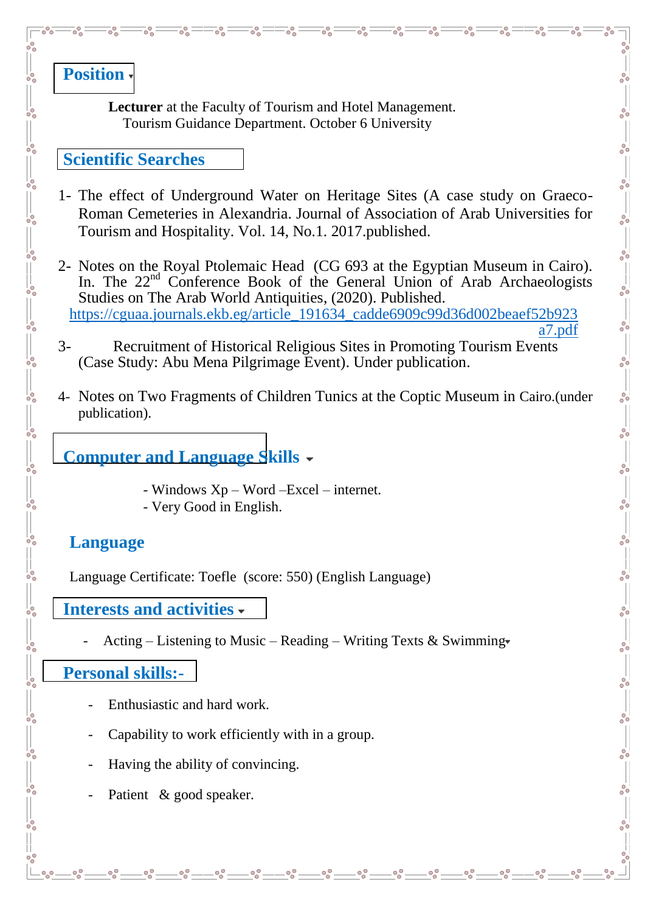## Position

**Lecturer** at the Faculty of Tourism and Hotel Management. Tourism Guidance Department. October 6 University

## Scientific Searches

1- The effect of Underground Water on Heritage Sites (A case study on Graeco-Roman Cemeteries in Alexandria. Journal of Association of Arab Universities for Tourism and Hospitality. Vol. 14, No.1. 2017.published.

2- Notes on the Royal Ptolemaic Head (CG 693 at the Egyptian Museum in Cairo). In. The 22nd Conference Book of the General Union of Arab Archaeologists Studies on The Arab World Antiquities, (2020). Published. https://cguaa.journals.ekb.eg/article_191634_cadde6909c99d36d002beaef52b923a7.pdf

3- Recruitment of Historical Religious Sites in Promoting Tourism Events (Case Study: Abu Mena Pilgrimage Event). Under publication.

4- Notes on Two Fragments of Children Tunics at the Coptic Museum in Cairo.(under publication).

## Computer and Language Skills

- Windows Xp – Word –Excel – internet.
- Very Good in English.

## Language

Language Certificate: Toefle (score: 550) (English Language)

## Interests and activities

- Acting – Listening to Music – Reading – Writing Texts & Swimming

## Personal skills:-

- Enthusiastic and hard work.
- Capability to work efficiently with in a group.
- Having the ability of convincing.
- Patient & good speaker.